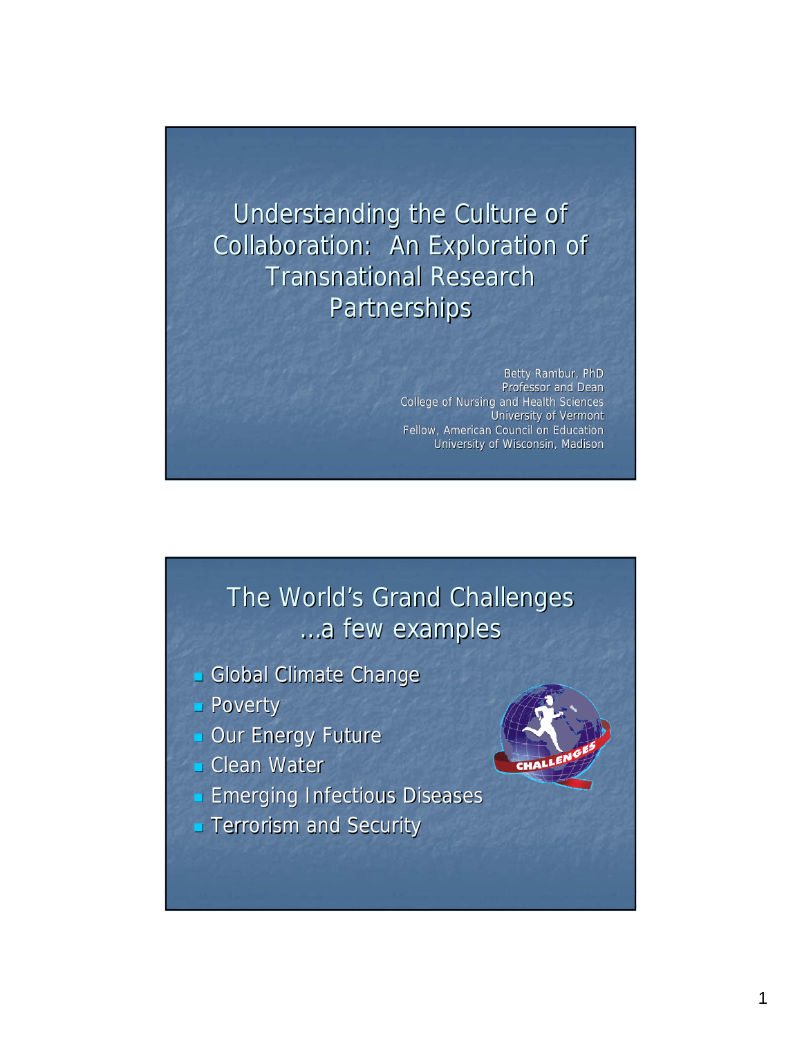# Understanding the Culture of Collaboration: An Exploration of Transnational Research Partnerships

Betty Rambur, PhD
Professor and Dean
College of Nursing and Health Sciences
University of Vermont
Fellow, American Council on Education
University of Wisconsin, Madison

## The World's Grand Challenges …a few examples

- Global Climate Change
- Poverty
- Our Energy Future
- Clean Water
- Emerging Infectious Diseases
- Terrorism and Security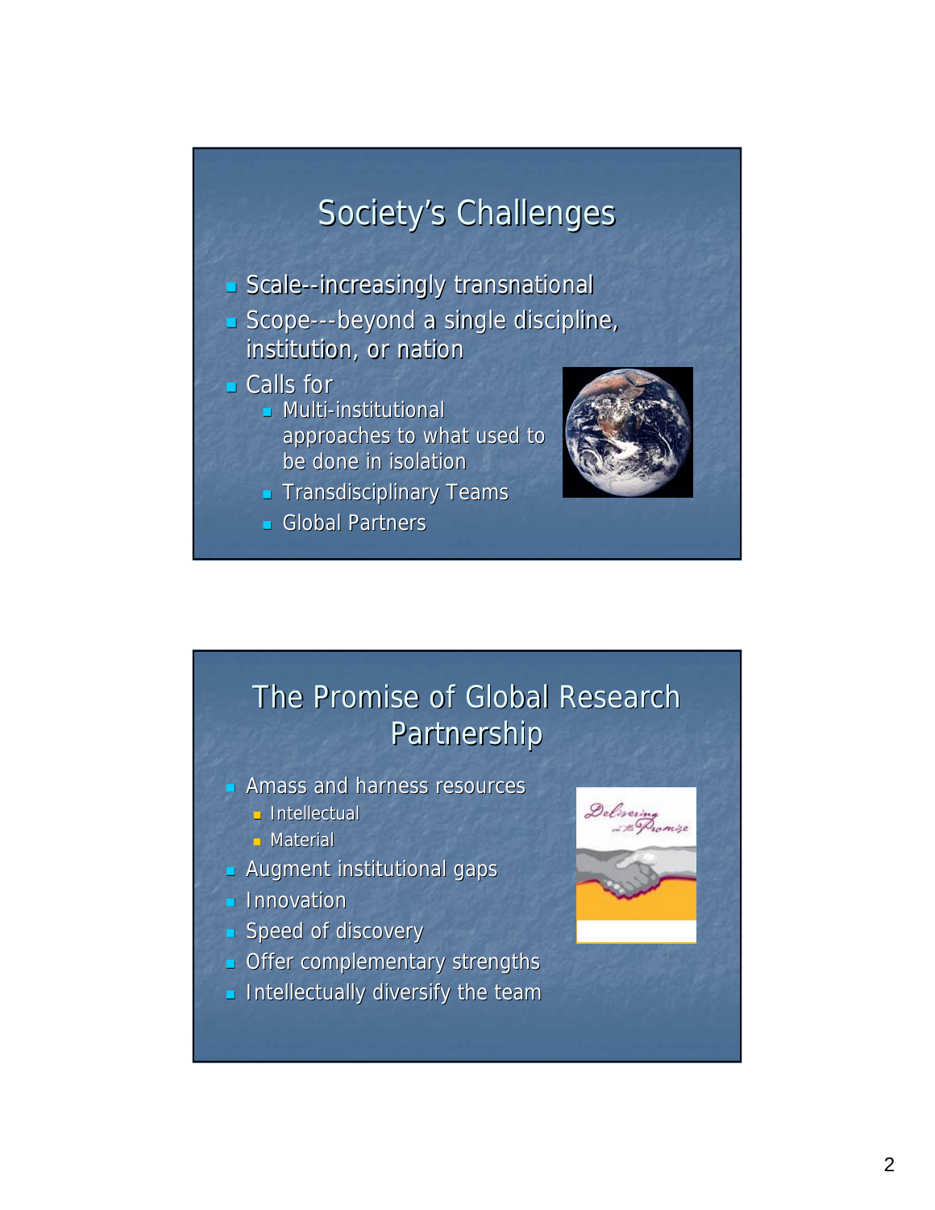# Society's Challenges

- Scale--increasingly transnational
- Scope---beyond a single discipline, institution, or nation
- Calls for
  - Multi-institutional approaches to what used to be done in isolation
  - Transdisciplinary Teams
  - Global Partners

# The Promise of Global Research Partnership

- Amass and harness resources
  - Intellectual
  - Material
- Augment institutional gaps
- Innovation
- Speed of discovery
- Offer complementary strengths
- Intellectually diversify the team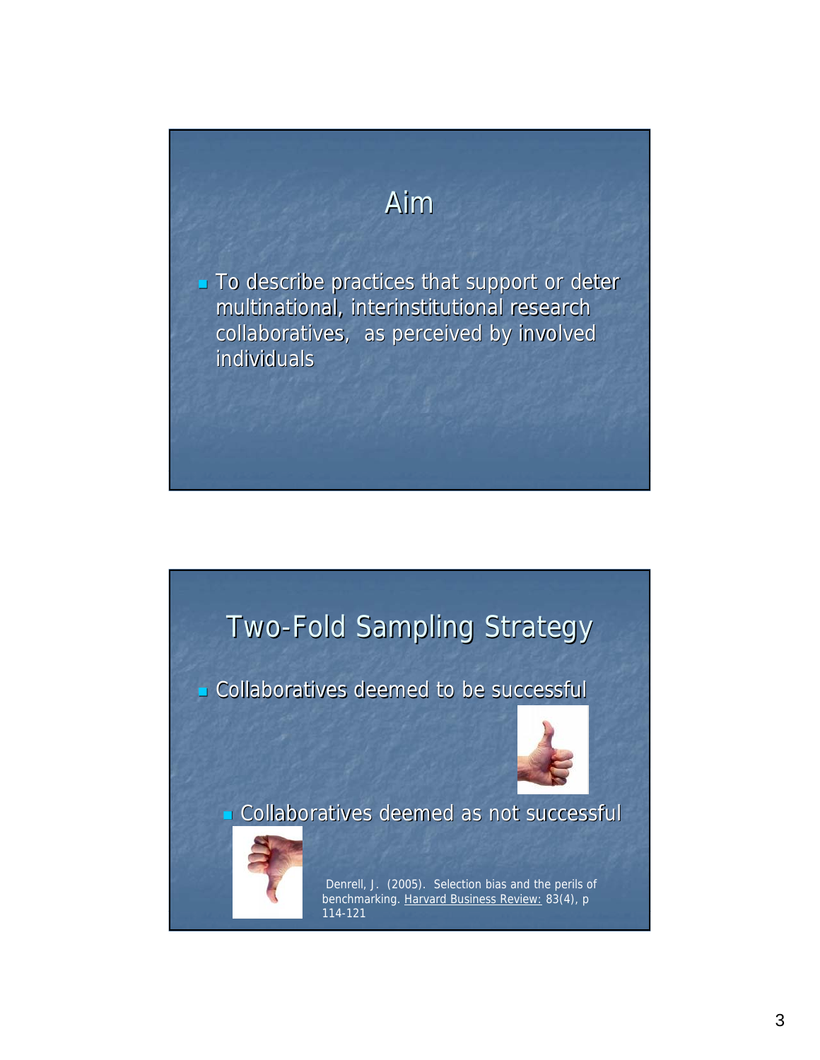## Aim

- To describe practices that support or deter multinational, interinstitutional research collaboratives, as perceived by involved individuals

## Two-Fold Sampling Strategy

- Collaboratives deemed to be successful
  - Collaboratives deemed as not successful

Denrell, J. (2005). Selection bias and the perils of benchmarking. Harvard Business Review: 83(4), p 114-121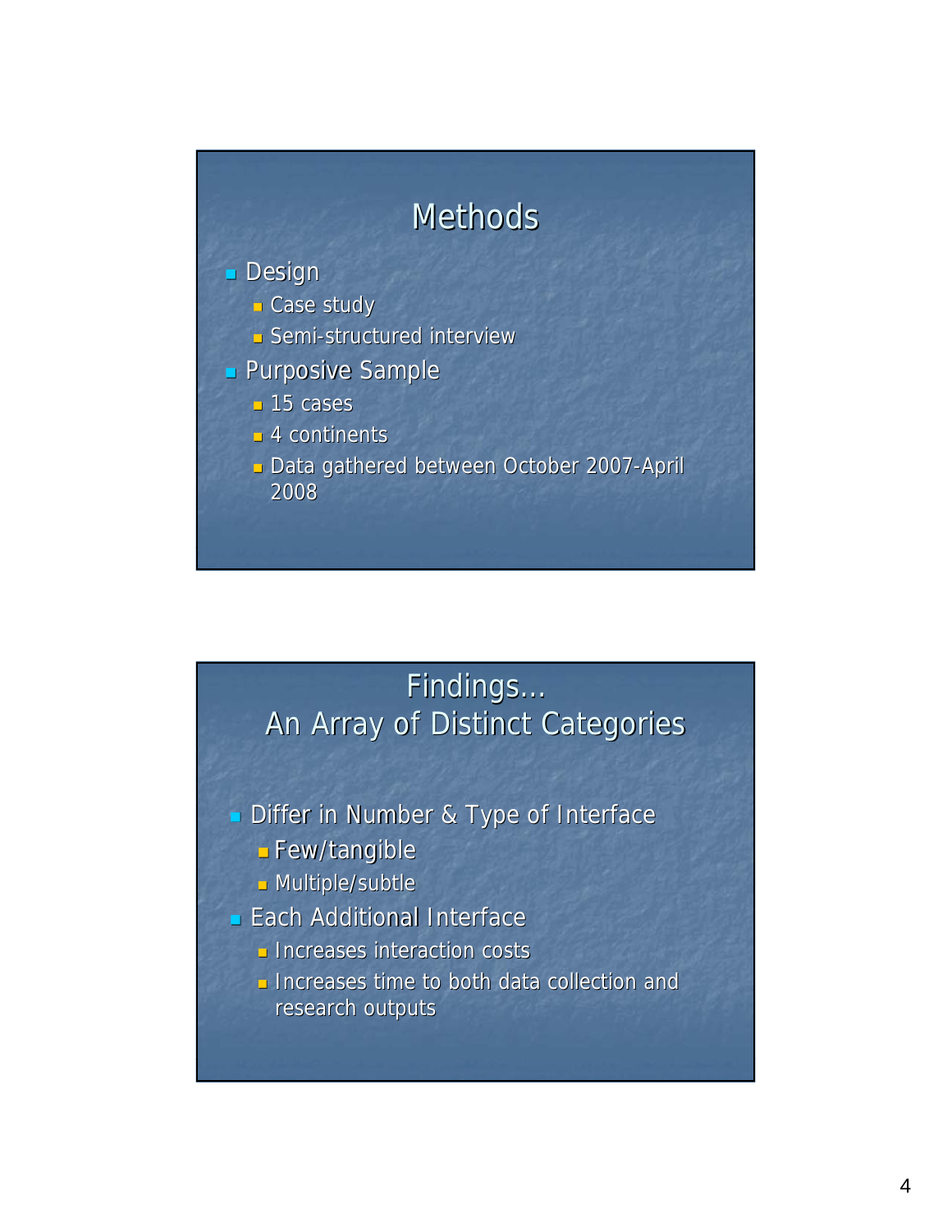## Methods

- Design
  - Case study
  - Semi-structured interview
- Purposive Sample
  - 15 cases
  - 4 continents
  - Data gathered between October 2007-April 2008

## Findings…
## An Array of Distinct Categories

- Differ in Number & Type of Interface
  - Few/tangible
  - Multiple/subtle
- Each Additional Interface
  - Increases interaction costs
  - Increases time to both data collection and research outputs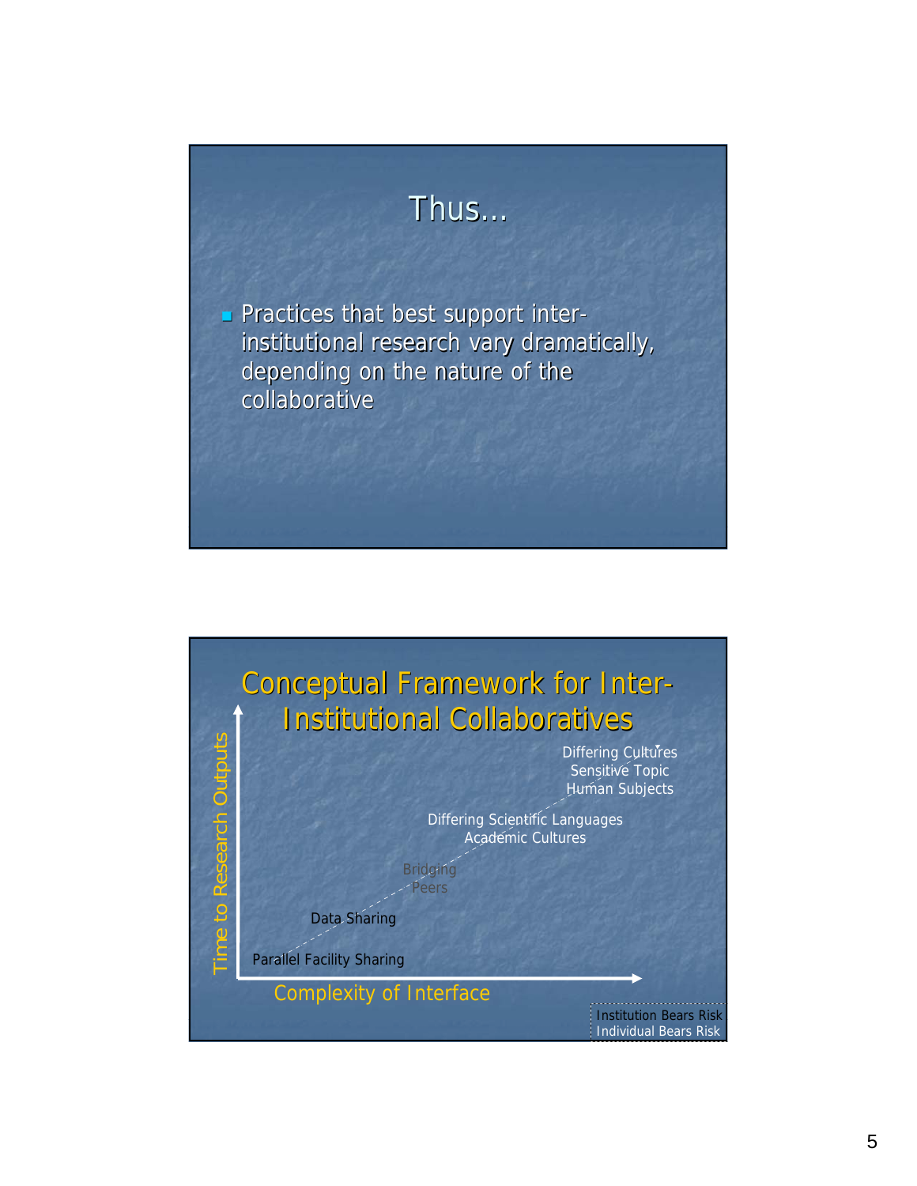# Thus…

- Practices that best support inter-institutional research vary dramatically, depending on the nature of the collaborative

# Conceptual Framework for Inter-Institutional Collaboratives

Time to Research Outputs

Differing Cultures
Sensitive Topic
Human Subjects

Differing Scientific Languages
Academic Cultures

Bridging
Peers

Data Sharing

Parallel Facility Sharing

Complexity of Interface

Institution Bears Risk
Individual Bears Risk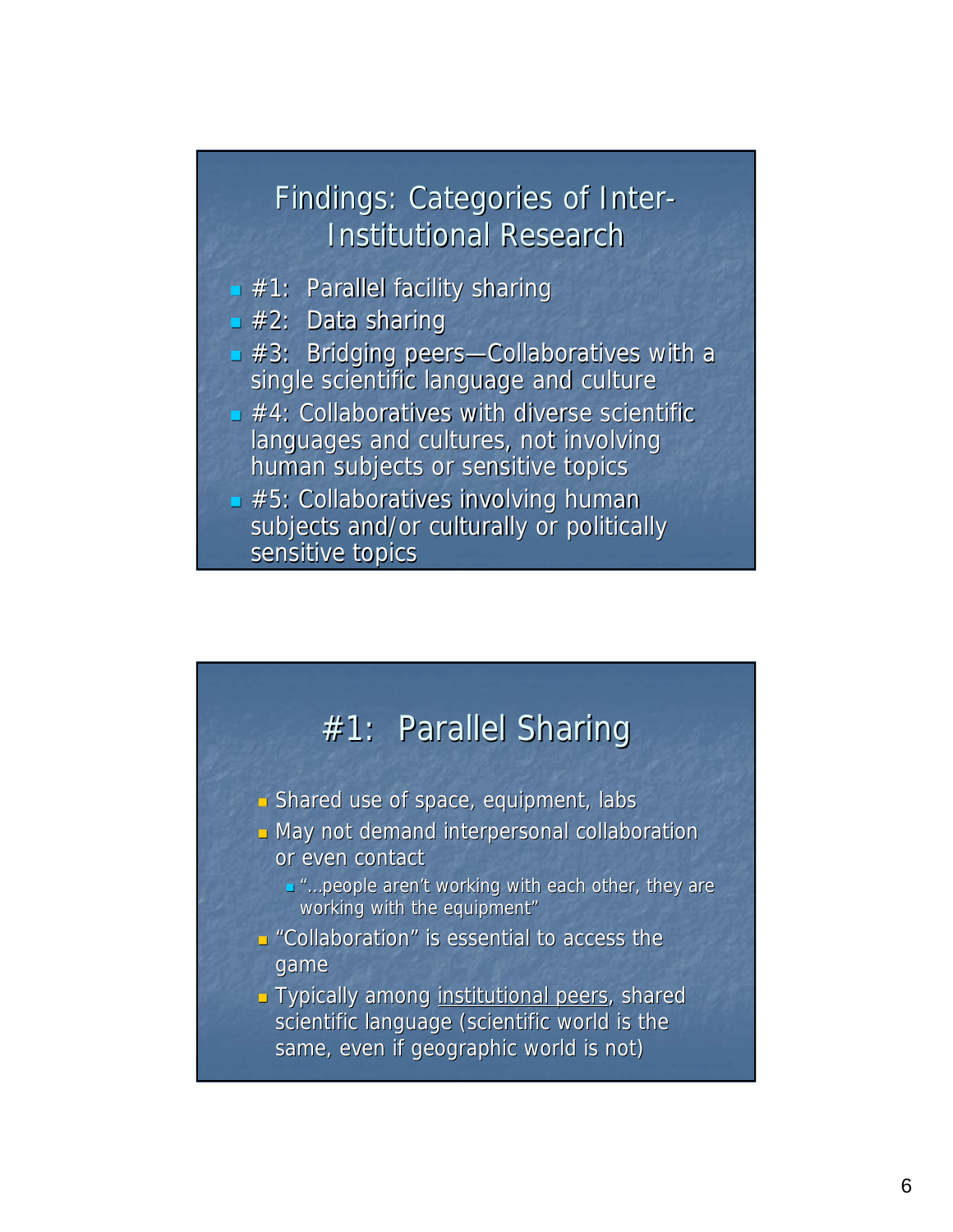## Findings: Categories of Inter-Institutional Research

- #1: Parallel facility sharing
- #2: Data sharing
- #3: Bridging peers—Collaboratives with a single scientific language and culture
- #4: Collaboratives with diverse scientific languages and cultures, not involving human subjects or sensitive topics
- #5: Collaboratives involving human subjects and/or culturally or politically sensitive topics

## #1: Parallel Sharing

- Shared use of space, equipment, labs
- May not demand interpersonal collaboration or even contact
  - "…people aren't working with each other, they are working with the equipment"
- "Collaboration" is essential to access the game
- Typically among institutional peers, shared scientific language (scientific world is the same, even if geographic world is not)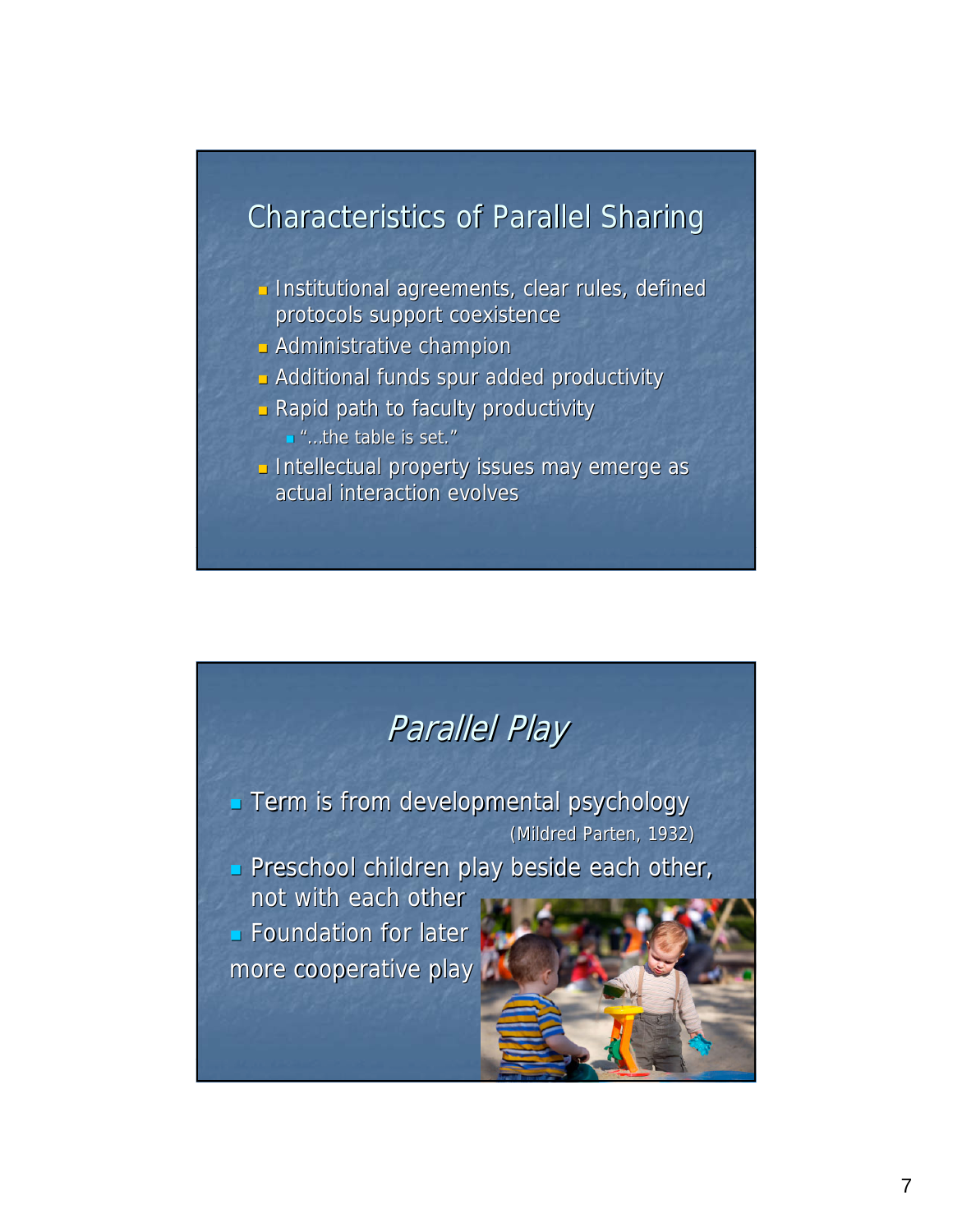## Characteristics of Parallel Sharing

- Institutional agreements, clear rules, defined protocols support coexistence
- Administrative champion
- Additional funds spur added productivity
- Rapid path to faculty productivity
  - "...the table is set."
- Intellectual property issues may emerge as actual interaction evolves

## *Parallel Play*

- Term is from developmental psychology (Mildred Parten, 1932)
- Preschool children play beside each other, not with each other
- Foundation for later more cooperative play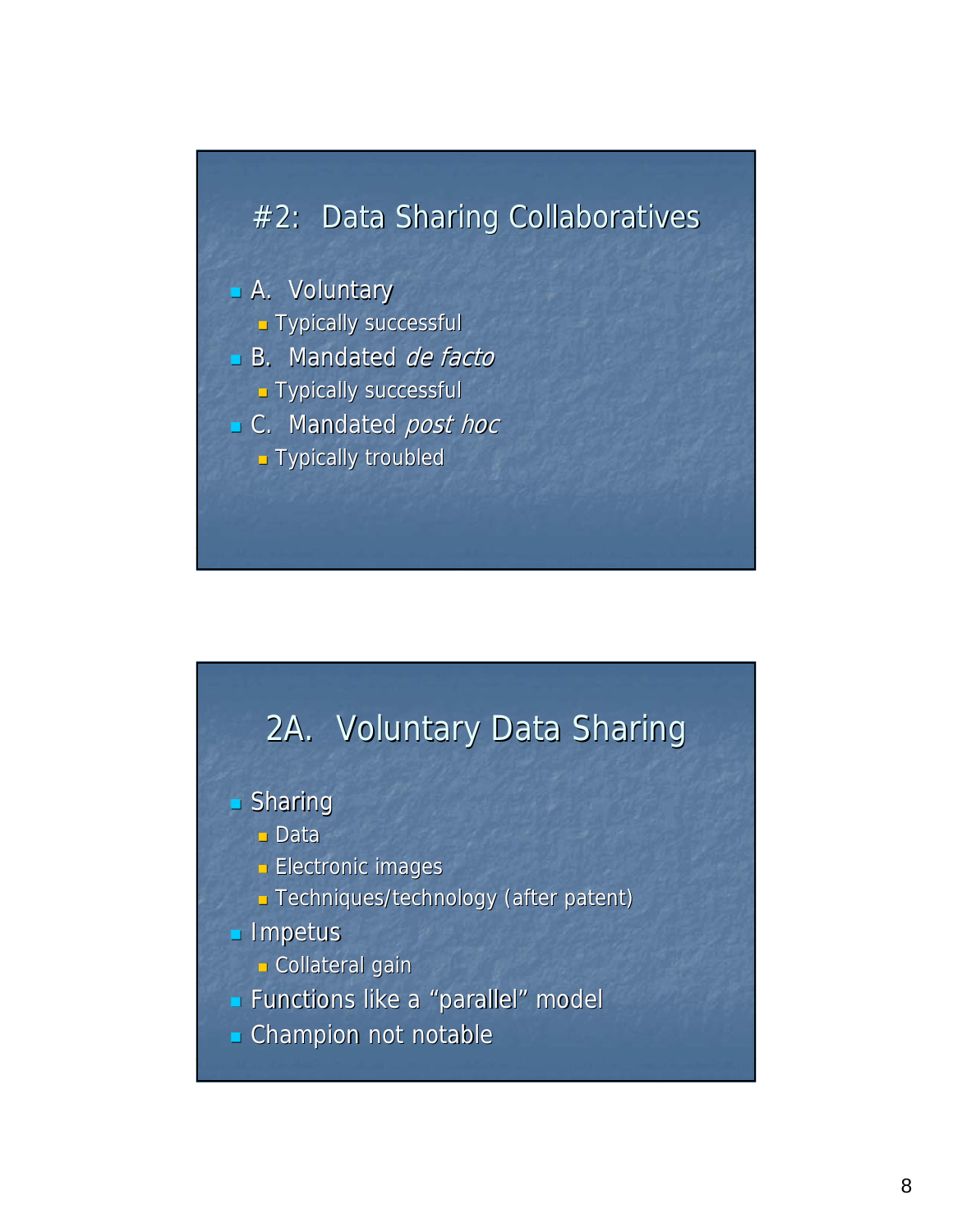## #2: Data Sharing Collaboratives

- A. Voluntary
  - Typically successful
- B. Mandated *de facto*
  - Typically successful
- C. Mandated *post hoc*
  - Typically troubled

## 2A. Voluntary Data Sharing

- Sharing
  - Data
  - Electronic images
  - Techniques/technology (after patent)
- Impetus
  - Collateral gain
- Functions like a "parallel" model
- Champion not notable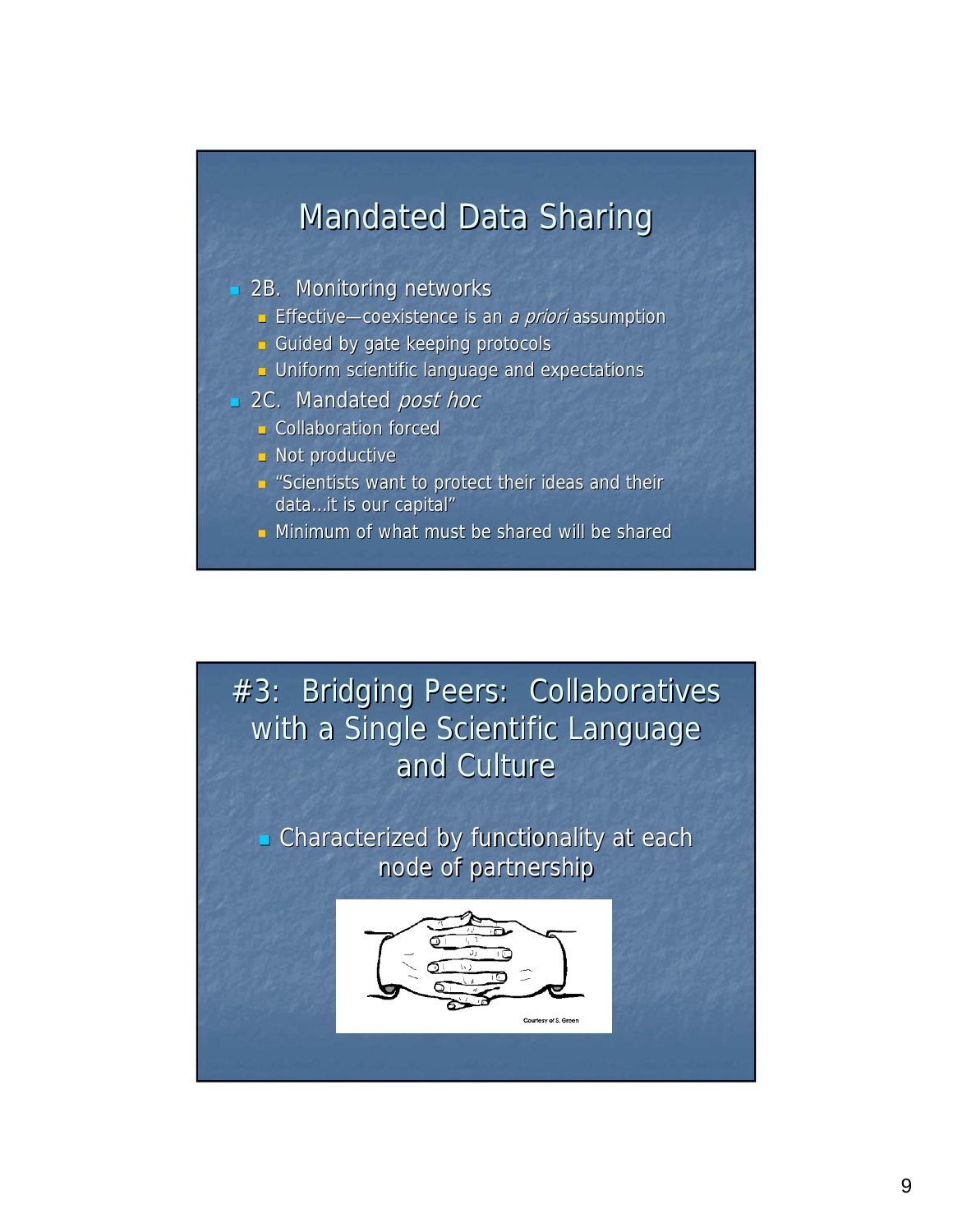## Mandated Data Sharing

- 2B. Monitoring networks
  - Effective—coexistence is an *a priori* assumption
  - Guided by gate keeping protocols
  - Uniform scientific language and expectations
- 2C. Mandated *post hoc*
  - Collaboration forced
  - Not productive
  - "Scientists want to protect their ideas and their data…it is our capital"
  - Minimum of what must be shared will be shared

## #3: Bridging Peers: Collaboratives with a Single Scientific Language and Culture

- Characterized by functionality at each node of partnership

Courtesy of S. Green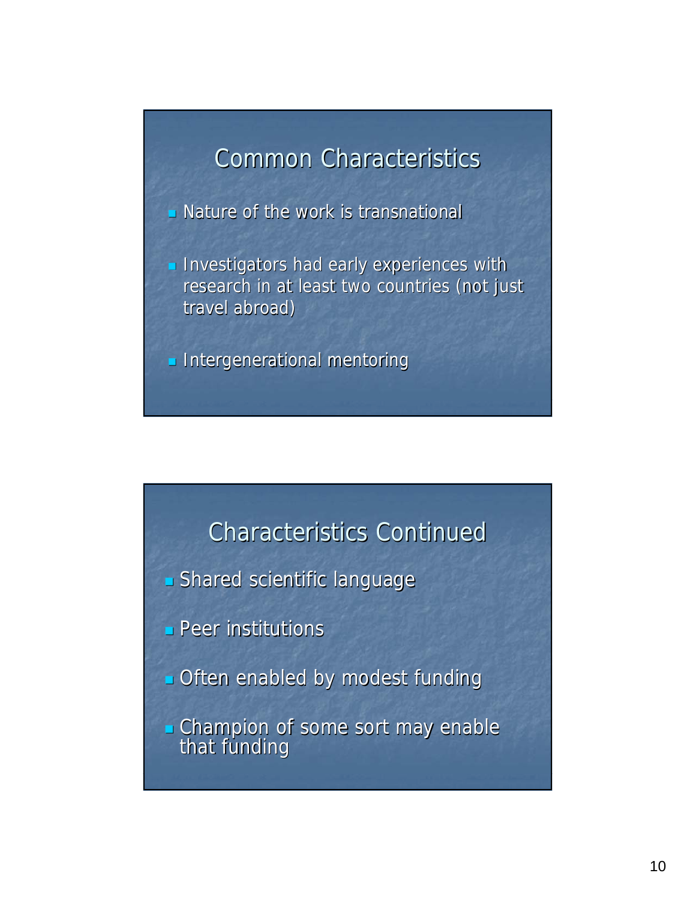## Common Characteristics

- Nature of the work is transnational
- Investigators had early experiences with research in at least two countries (not just travel abroad)
- Intergenerational mentoring

## Characteristics Continued

- Shared scientific language
- Peer institutions
- Often enabled by modest funding
- Champion of some sort may enable that funding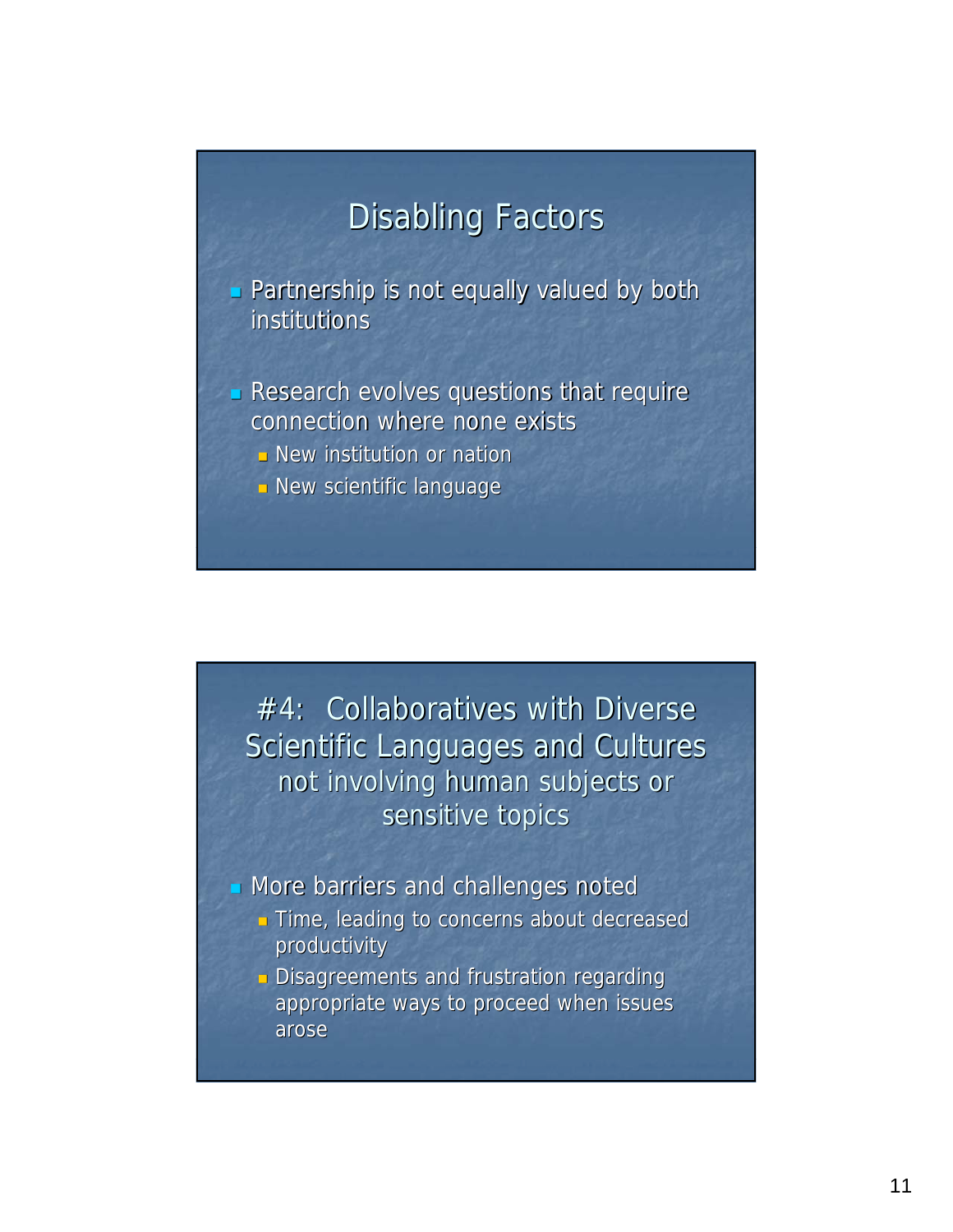## Disabling Factors

- Partnership is not equally valued by both institutions
- Research evolves questions that require connection where none exists
  - New institution or nation
  - New scientific language

## #4: Collaboratives with Diverse Scientific Languages and Cultures not involving human subjects or sensitive topics

- More barriers and challenges noted
  - Time, leading to concerns about decreased productivity
  - Disagreements and frustration regarding appropriate ways to proceed when issues arose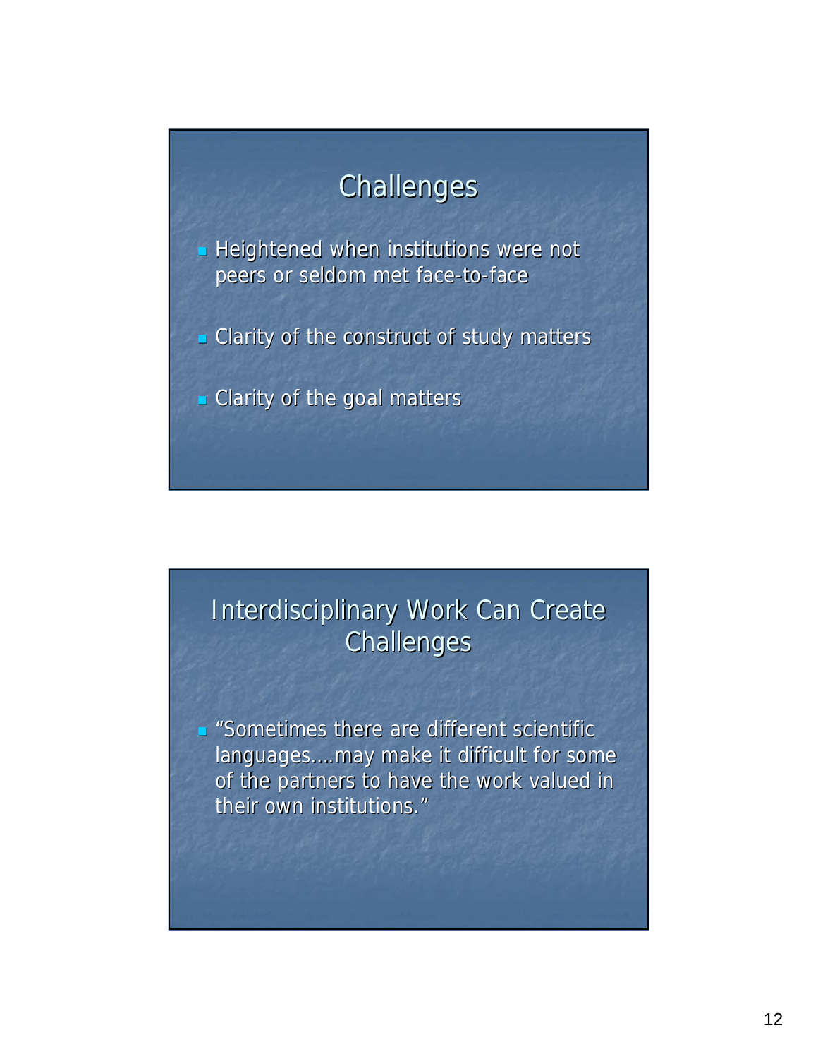## Challenges

- Heightened when institutions were not peers or seldom met face-to-face
- Clarity of the construct of study matters
- Clarity of the goal matters

## Interdisciplinary Work Can Create Challenges

- "Sometimes there are different scientific languages….may make it difficult for some of the partners to have the work valued in their own institutions."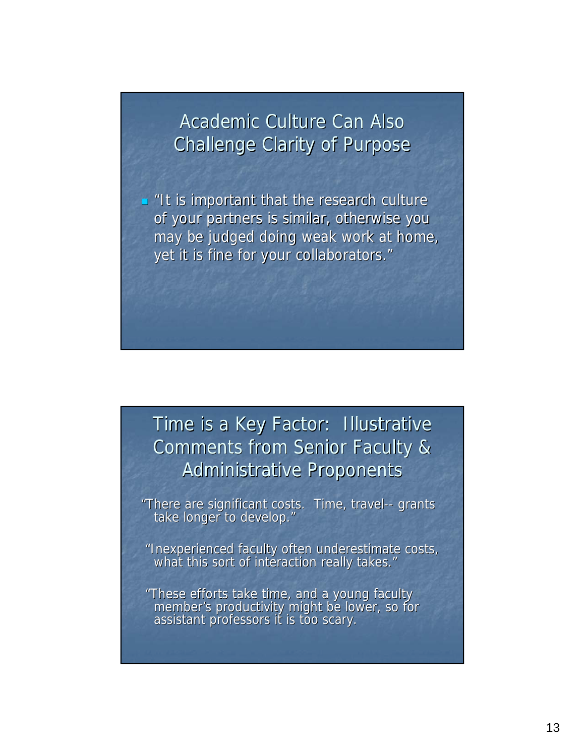## Academic Culture Can Also Challenge Clarity of Purpose

- "It is important that the research culture of your partners is similar, otherwise you may be judged doing weak work at home, yet it is fine for your collaborators."

## Time is a Key Factor: Illustrative Comments from Senior Faculty & Administrative Proponents

"There are significant costs. Time, travel-- grants take longer to develop."

"Inexperienced faculty often underestimate costs, what this sort of interaction really takes."

"These efforts take time, and a young faculty member's productivity might be lower, so for assistant professors it is too scary.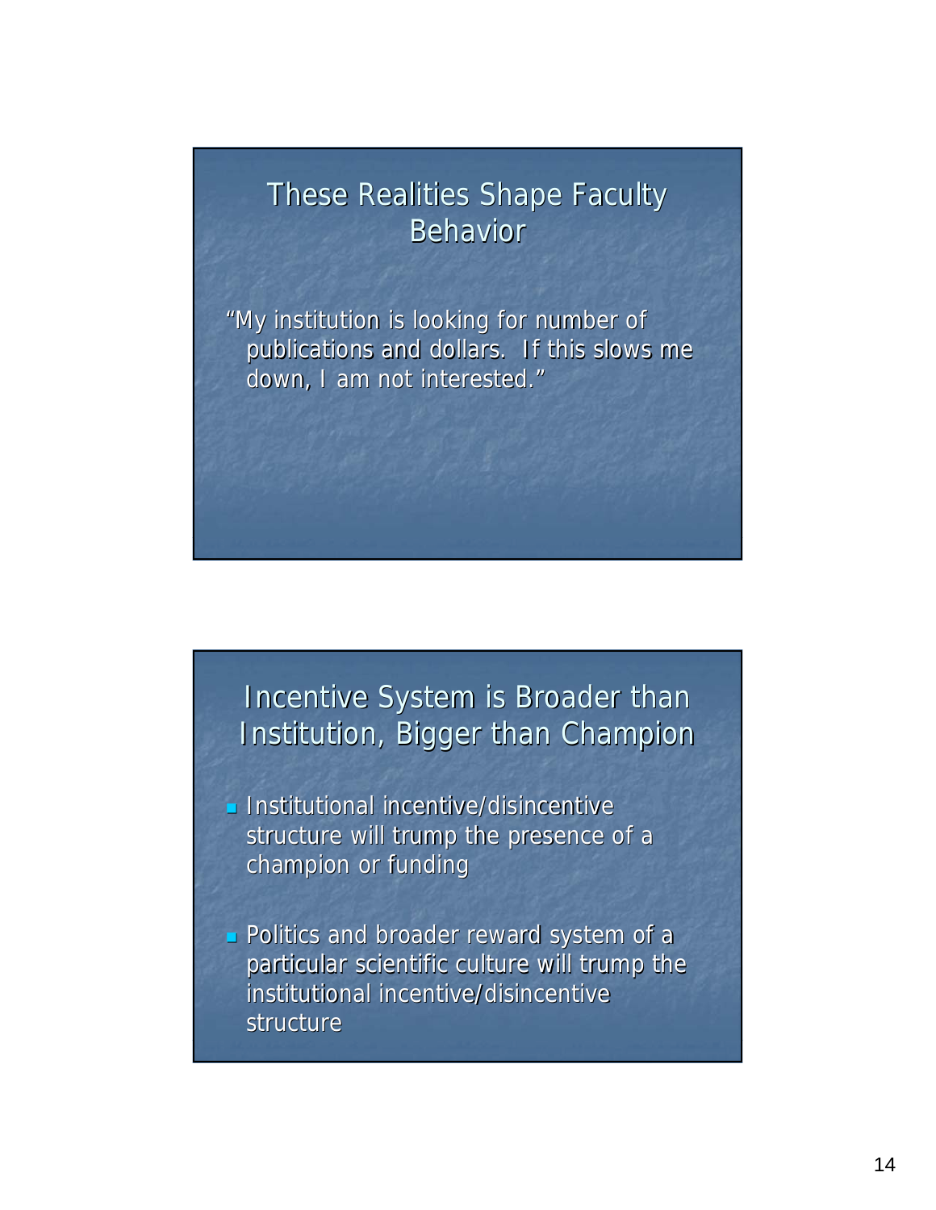## These Realities Shape Faculty Behavior

"My institution is looking for number of publications and dollars. If this slows me down, I am not interested."

## Incentive System is Broader than Institution, Bigger than Champion

- Institutional incentive/disincentive structure will trump the presence of a champion or funding
- Politics and broader reward system of a particular scientific culture will trump the institutional incentive/disincentive structure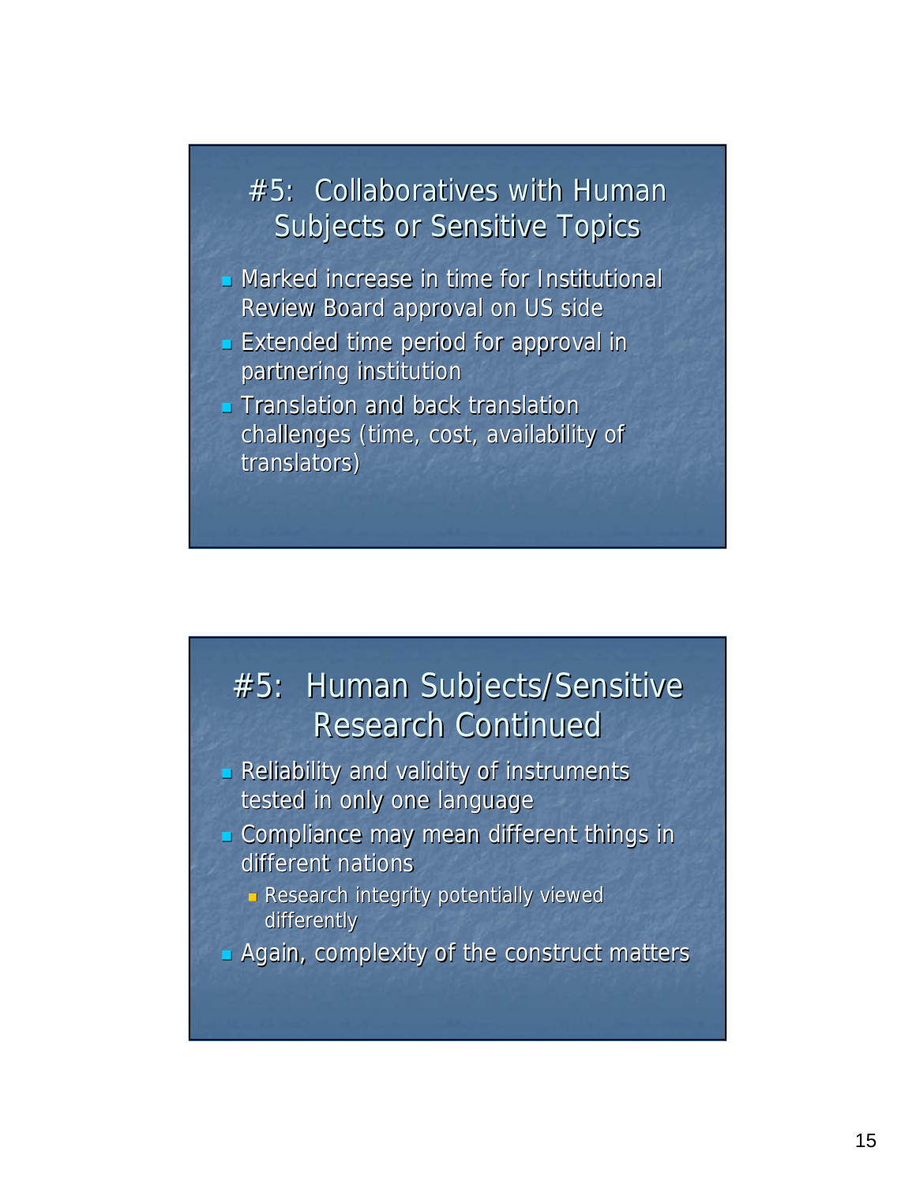## #5: Collaboratives with Human Subjects or Sensitive Topics

- Marked increase in time for Institutional Review Board approval on US side
- Extended time period for approval in partnering institution
- Translation and back translation challenges (time, cost, availability of translators)

## #5: Human Subjects/Sensitive Research Continued

- Reliability and validity of instruments tested in only one language
- Compliance may mean different things in different nations
  - Research integrity potentially viewed differently
- Again, complexity of the construct matters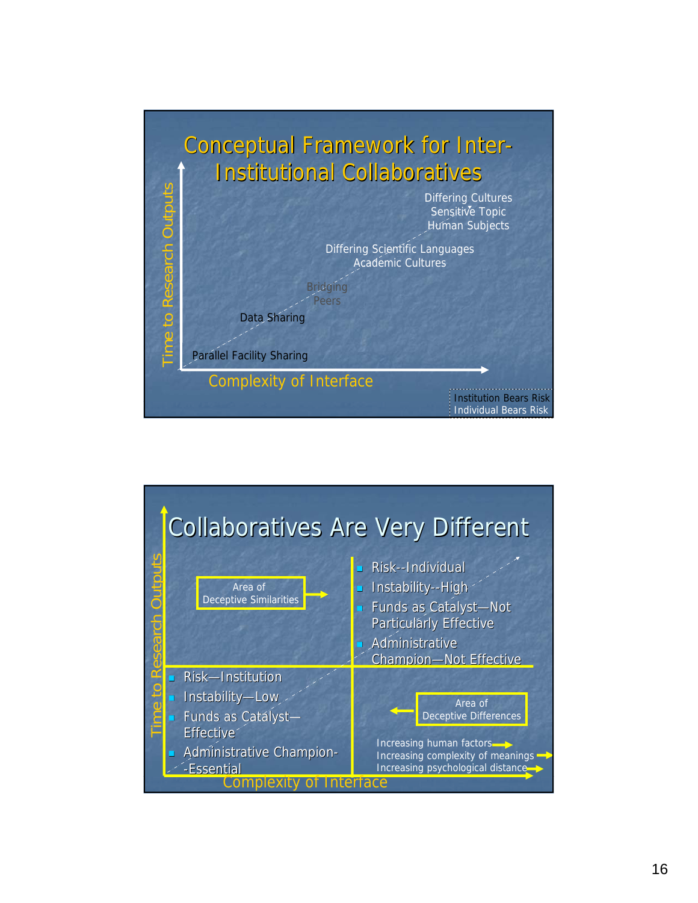## Conceptual Framework for Inter-Institutional Collaboratives

Time to Research Outputs

Differing Cultures
Sensitive Topic
Human Subjects

Differing Scientific Languages
Academic Cultures

Bridging
Peers

Data Sharing

Parallel Facility Sharing

Complexity of Interface

Institution Bears Risk
Individual Bears Risk

## Collaboratives Are Very Different

Time to Research Outputs

Area of
Deceptive Similarities

- Risk--Individual
- Instability--High
- Funds as Catalyst—Not Particularly Effective
- Administrative Champion—Not Effective

- Risk—Institution
- Instability—Low
- Funds as Catalyst—Effective
- Administrative Champion--Essential

Area of
Deceptive Differences

Increasing human factors
Increasing complexity of meanings
Increasing psychological distance

Complexity of Interface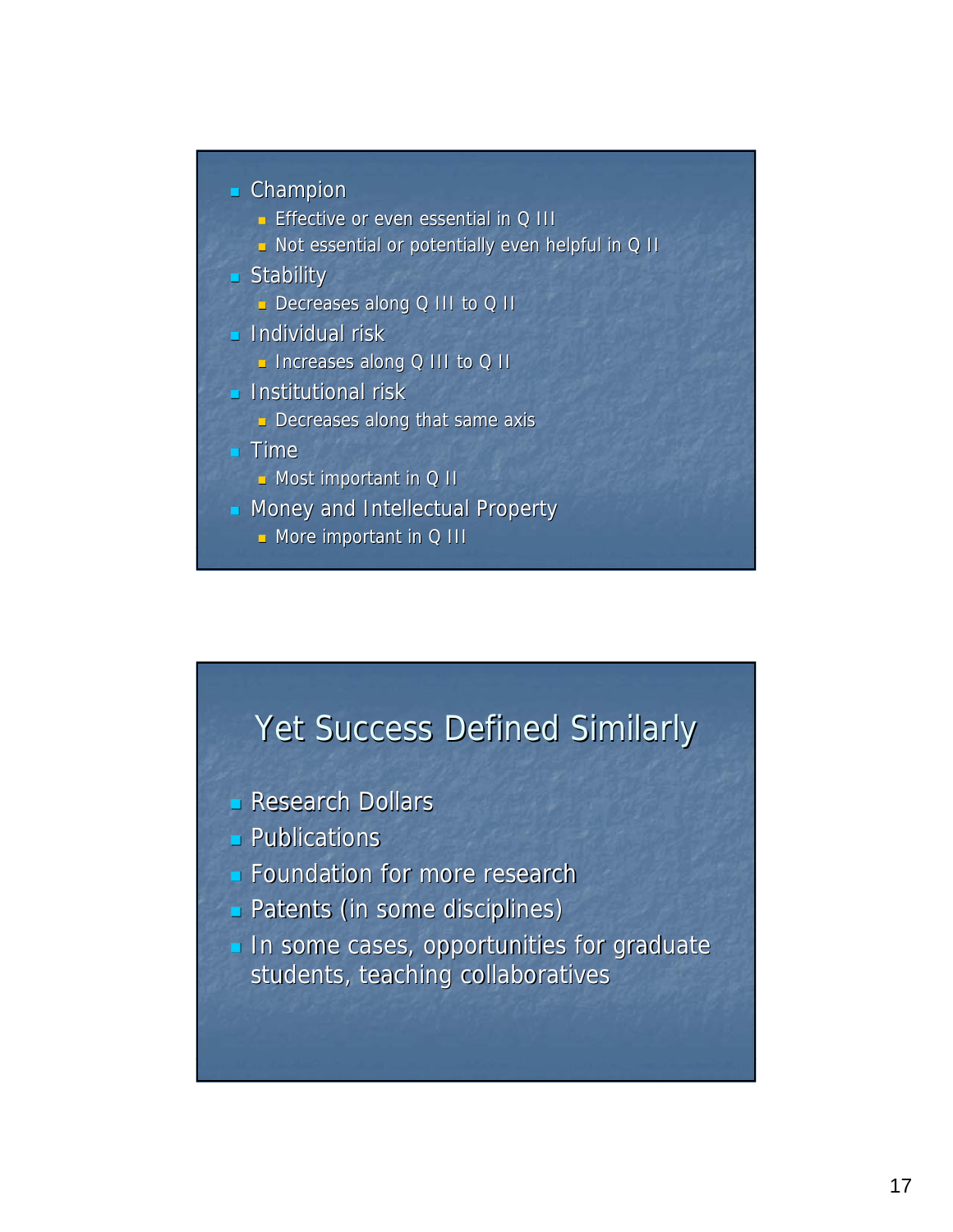- Champion
  - Effective or even essential in Q III
  - Not essential or potentially even helpful in Q II
- Stability
  - Decreases along Q III to Q II
- Individual risk
  - Increases along Q III to Q II
- Institutional risk
  - Decreases along that same axis
- Time
  - Most important in Q II
- Money and Intellectual Property
  - More important in Q III

## Yet Success Defined Similarly

- Research Dollars
- Publications
- Foundation for more research
- Patents (in some disciplines)
- In some cases, opportunities for graduate students, teaching collaboratives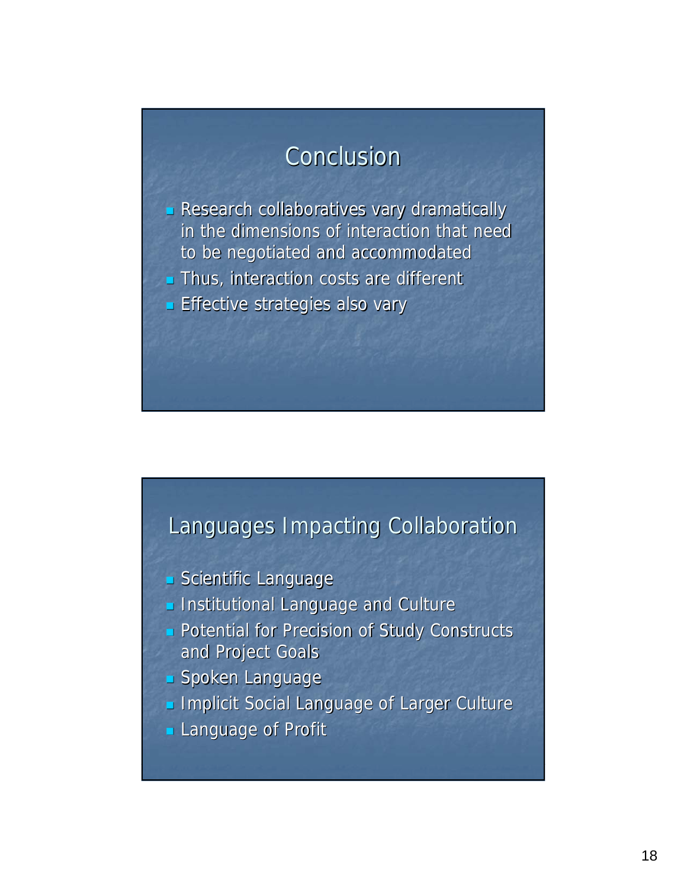## Conclusion

- Research collaboratives vary dramatically in the dimensions of interaction that need to be negotiated and accommodated
- Thus, interaction costs are different
- Effective strategies also vary

## Languages Impacting Collaboration

- Scientific Language
- Institutional Language and Culture
- Potential for Precision of Study Constructs and Project Goals
- Spoken Language
- Implicit Social Language of Larger Culture
- Language of Profit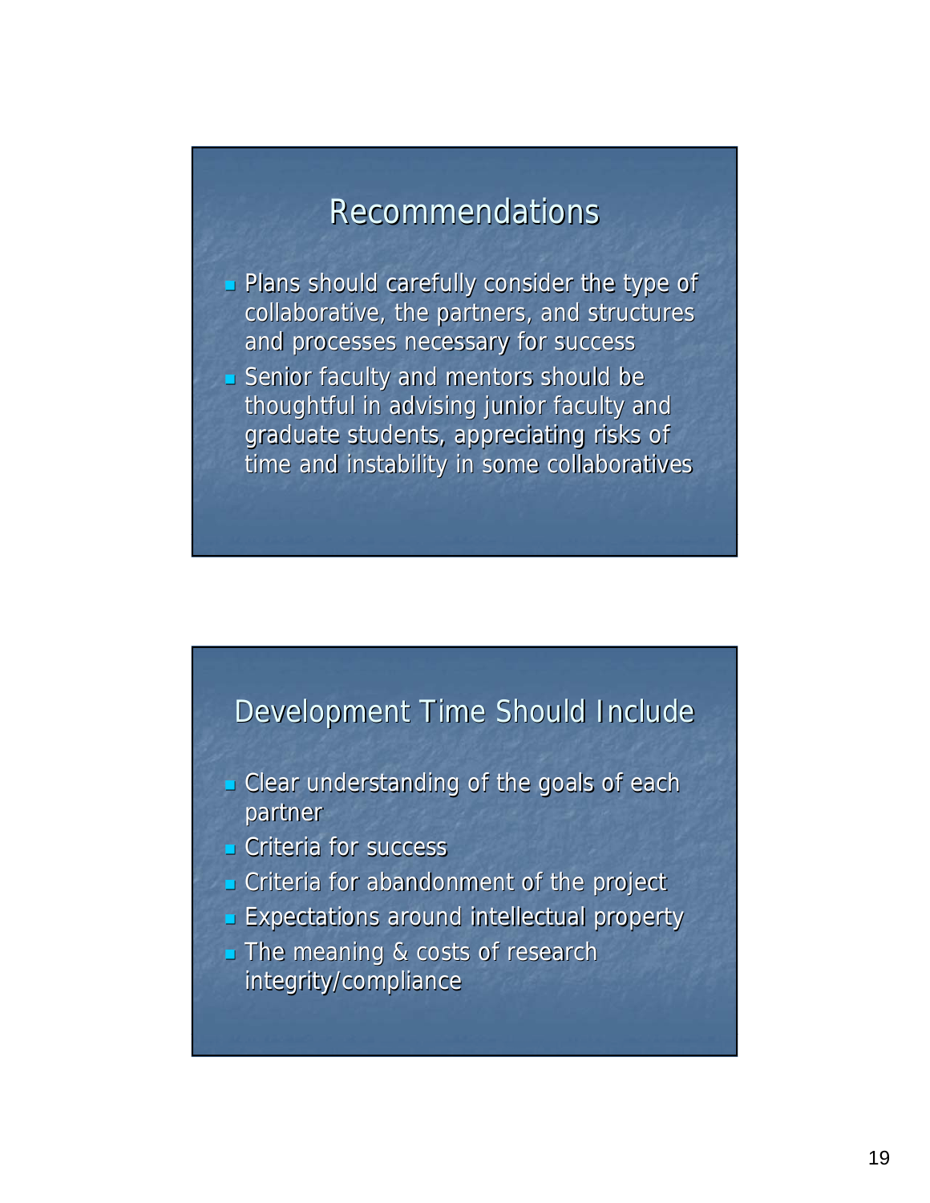## Recommendations

- Plans should carefully consider the type of collaborative, the partners, and structures and processes necessary for success
- Senior faculty and mentors should be thoughtful in advising junior faculty and graduate students, appreciating risks of time and instability in some collaboratives

## Development Time Should Include

- Clear understanding of the goals of each partner
- Criteria for success
- Criteria for abandonment of the project
- Expectations around intellectual property
- The meaning & costs of research integrity/compliance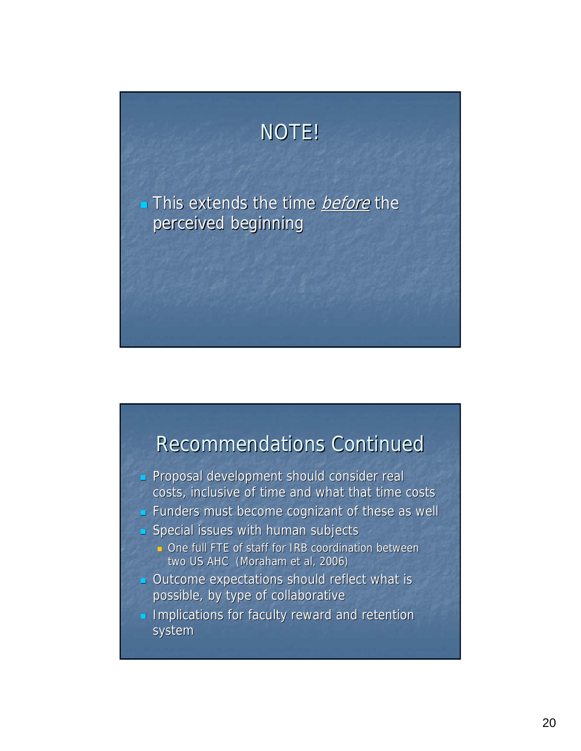## NOTE!

- This extends the time *before* the perceived beginning

## Recommendations Continued

- Proposal development should consider real costs, inclusive of time and what that time costs
- Funders must become cognizant of these as well
- Special issues with human subjects
  - One full FTE of staff for IRB coordination between two US AHC (Moraham et al, 2006)
- Outcome expectations should reflect what is possible, by type of collaborative
- Implications for faculty reward and retention system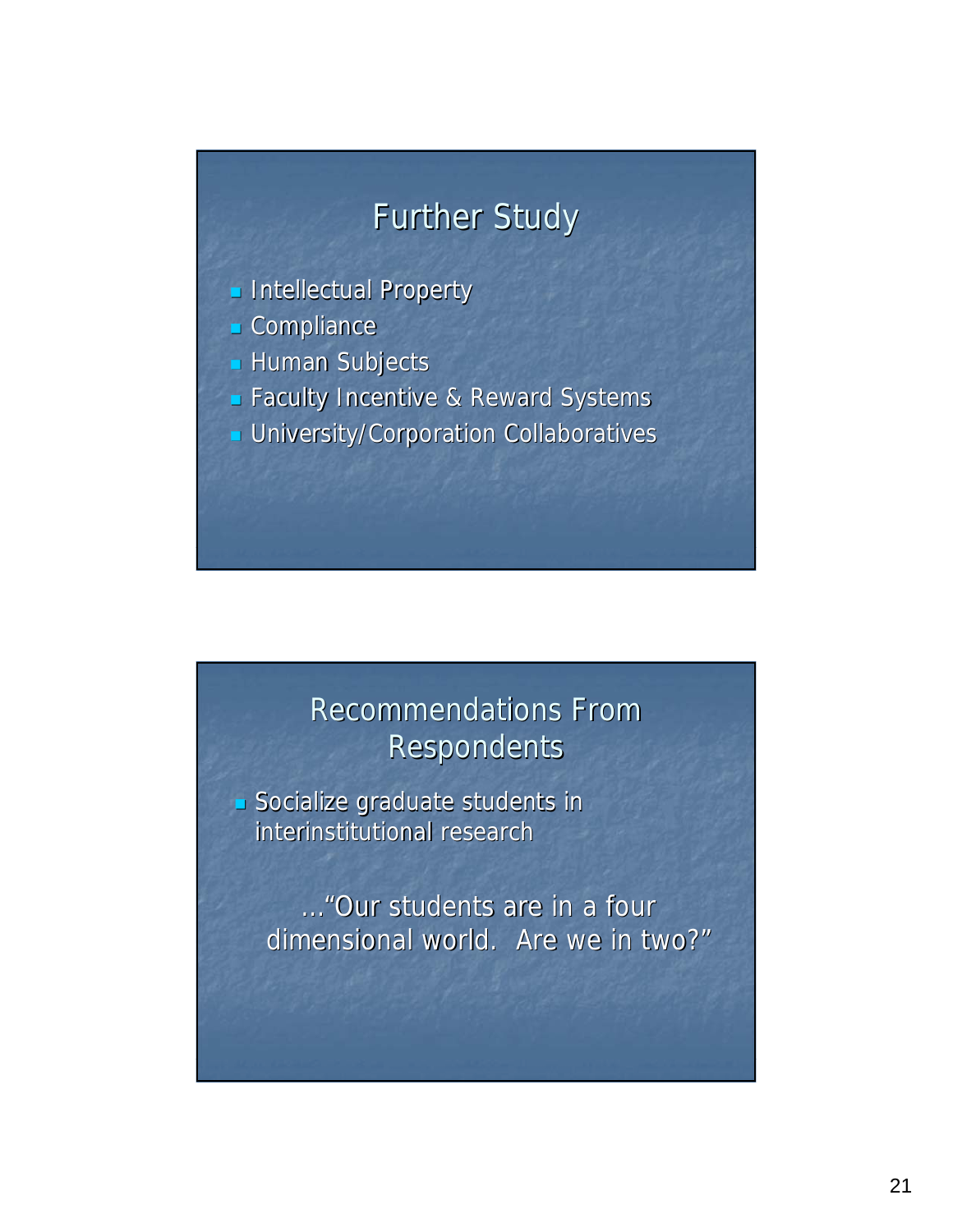## Further Study

- Intellectual Property
- Compliance
- Human Subjects
- Faculty Incentive & Reward Systems
- University/Corporation Collaboratives

## Recommendations From Respondents

- Socialize graduate students in interinstitutional research

…"Our students are in a four dimensional world. Are we in two?"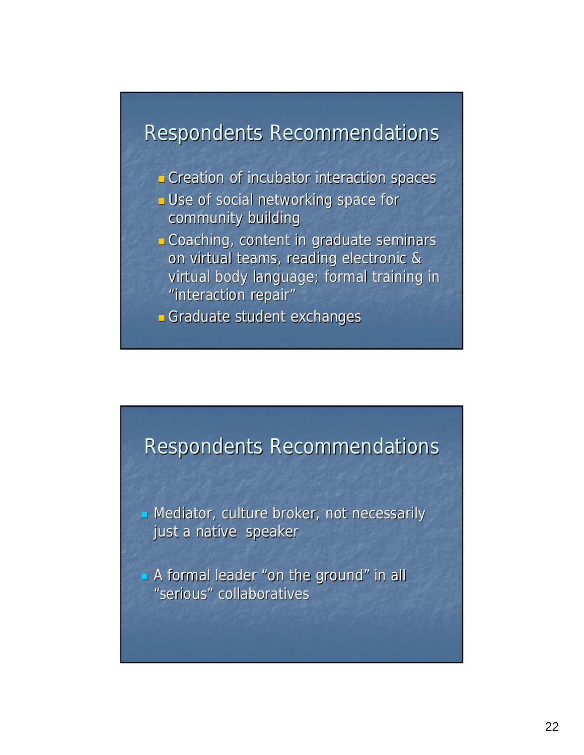## Respondents Recommendations

- Creation of incubator interaction spaces
- Use of social networking space for community building
- Coaching, content in graduate seminars on virtual teams, reading electronic & virtual body language; formal training in "interaction repair"
- Graduate student exchanges

## Respondents Recommendations

- Mediator, culture broker, not necessarily just a native speaker
- A formal leader "on the ground" in all "serious" collaboratives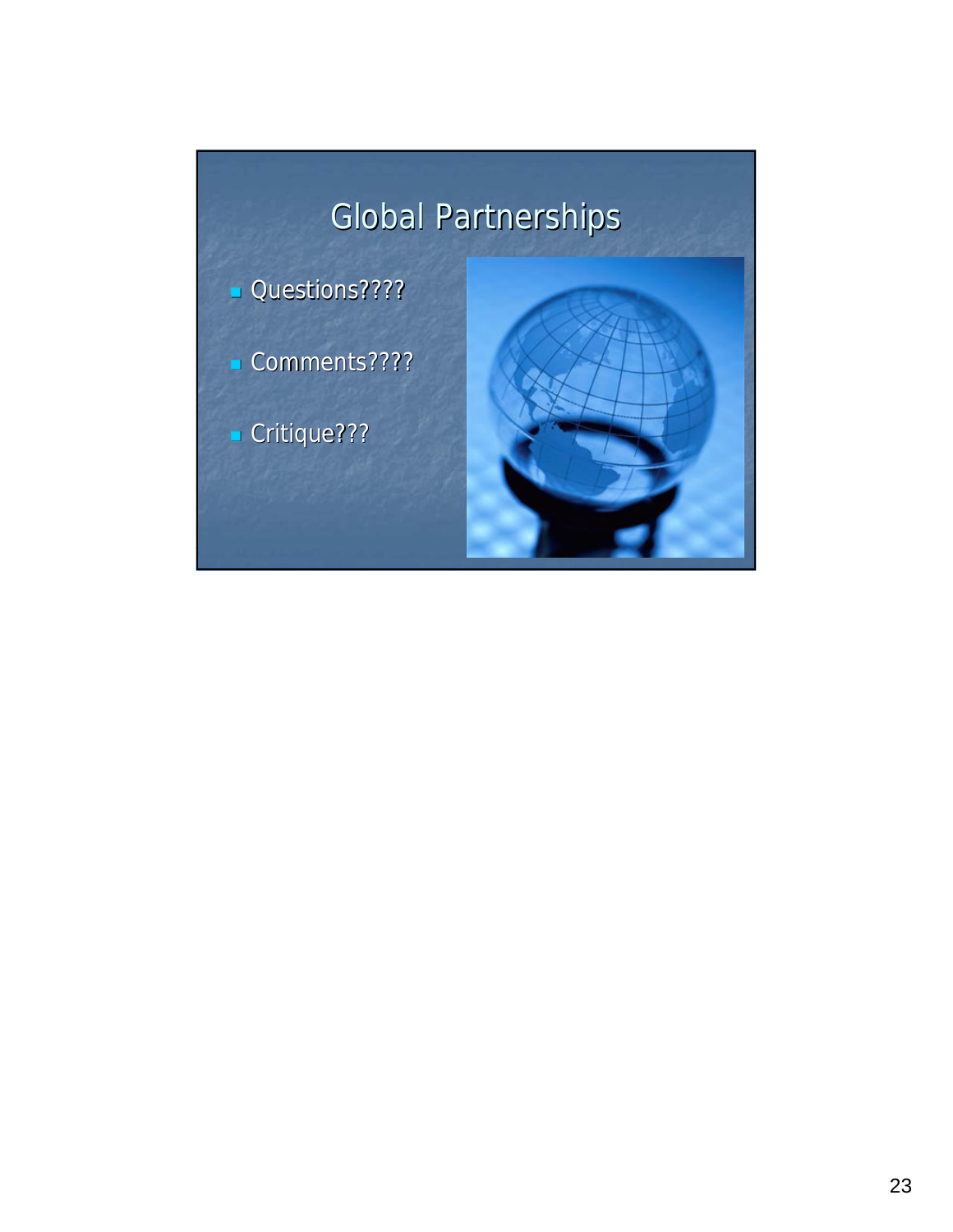# Global Partnerships

- Questions????
- Comments????
- Critique???